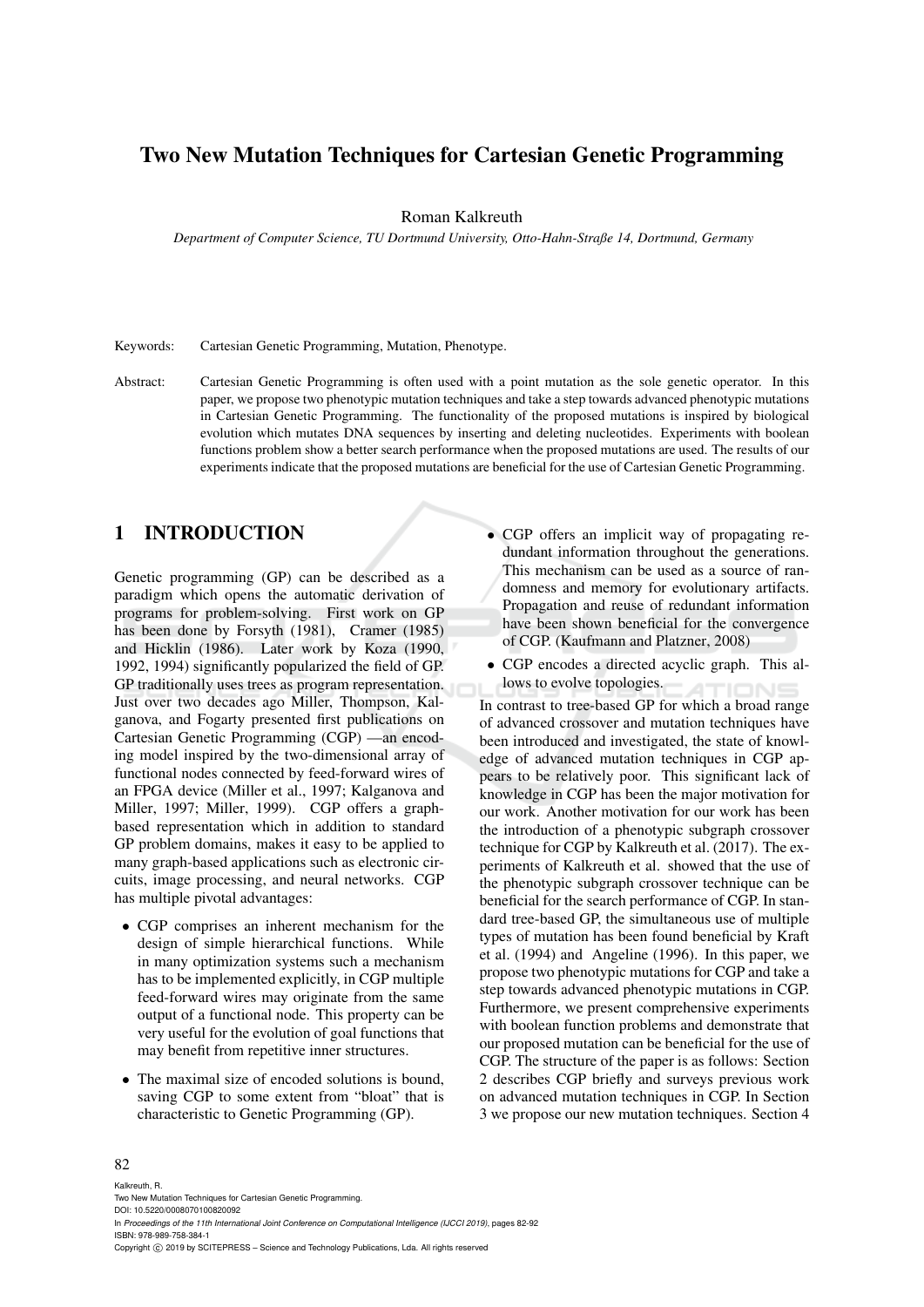# Two New Mutation Techniques for Cartesian Genetic Programming

Roman Kalkreuth

*Department of Computer Science, TU Dortmund University, Otto-Hahn-Straße 14, Dortmund, Germany*

Keywords: Cartesian Genetic Programming, Mutation, Phenotype.

Abstract: Cartesian Genetic Programming is often used with a point mutation as the sole genetic operator. In this paper, we propose two phenotypic mutation techniques and take a step towards advanced phenotypic mutations in Cartesian Genetic Programming. The functionality of the proposed mutations is inspired by biological evolution which mutates DNA sequences by inserting and deleting nucleotides. Experiments with boolean functions problem show a better search performance when the proposed mutations are used. The results of our experiments indicate that the proposed mutations are beneficial for the use of Cartesian Genetic Programming.

## 1 INTRODUCTION

Genetic programming (GP) can be described as a paradigm which opens the automatic derivation of programs for problem-solving. First work on GP has been done by Forsyth (1981), Cramer (1985) and Hicklin (1986). Later work by Koza (1990, 1992, 1994) significantly popularized the field of GP. GP traditionally uses trees as program representation. Just over two decades ago Miller, Thompson, Kalganova, and Fogarty presented first publications on Cartesian Genetic Programming (CGP) —an encoding model inspired by the two-dimensional array of functional nodes connected by feed-forward wires of an FPGA device (Miller et al., 1997; Kalganova and Miller, 1997; Miller, 1999). CGP offers a graph-based representation which in addition to standard GP problem domains, makes it easy to be applied to many graph-based applications such as electronic circuits, image processing, and neural networks. CGP has multiple pivotal advantages:

- CGP comprises an inherent mechanism for the design of simple hierarchical functions. While in many optimization systems such a mechanism has to be implemented explicitly, in CGP multiple feed-forward wires may originate from the same output of a functional node. This property can be very useful for the evolution of goal functions that may benefit from repetitive inner structures.
- The maximal size of encoded solutions is bound, saving CGP to some extent from "bloat" that is characteristic to Genetic Programming (GP).
- CGP offers an implicit way of propagating redundant information throughout the generations. This mechanism can be used as a source of randomness and memory for evolutionary artifacts. Propagation and reuse of redundant information have been shown beneficial for the convergence of CGP. (Kaufmann and Platzner, 2008)
- CGP encodes a directed acyclic graph. This allows to evolve topologies.

In contrast to tree-based GP for which a broad range of advanced crossover and mutation techniques have been introduced and investigated, the state of knowledge of advanced mutation techniques in CGP appears to be relatively poor. This significant lack of knowledge in CGP has been the major motivation for our work. Another motivation for our work has been the introduction of a phenotypic subgraph crossover technique for CGP by Kalkreuth et al. (2017). The experiments of Kalkreuth et al. showed that the use of the phenotypic subgraph crossover technique can be beneficial for the search performance of CGP. In standard tree-based GP, the simultaneous use of multiple types of mutation has been found beneficial by Kraft et al. (1994) and Angeline (1996). In this paper, we propose two phenotypic mutations for CGP and take a step towards advanced phenotypic mutations in CGP. Furthermore, we present comprehensive experiments with boolean function problems and demonstrate that our proposed mutation can be beneficial for the use of CGP. The structure of the paper is as follows: Section 2 describes CGP briefly and surveys previous work on advanced mutation techniques in CGP. In Section 3 we propose our new mutation techniques. Section 4

Kalkreuth, R.
Two New Mutation Techniques for Cartesian Genetic Programming.
DOI: 10.5220/0008070100820092
In *Proceedings of the 11th International Joint Conference on Computational Intelligence (IJCCI 2019)*, pages 82-92
ISBN: 978-989-758-384-1
Copyright © 2019 by SCITEPRESS – Science and Technology Publications, Lda. All rights reserved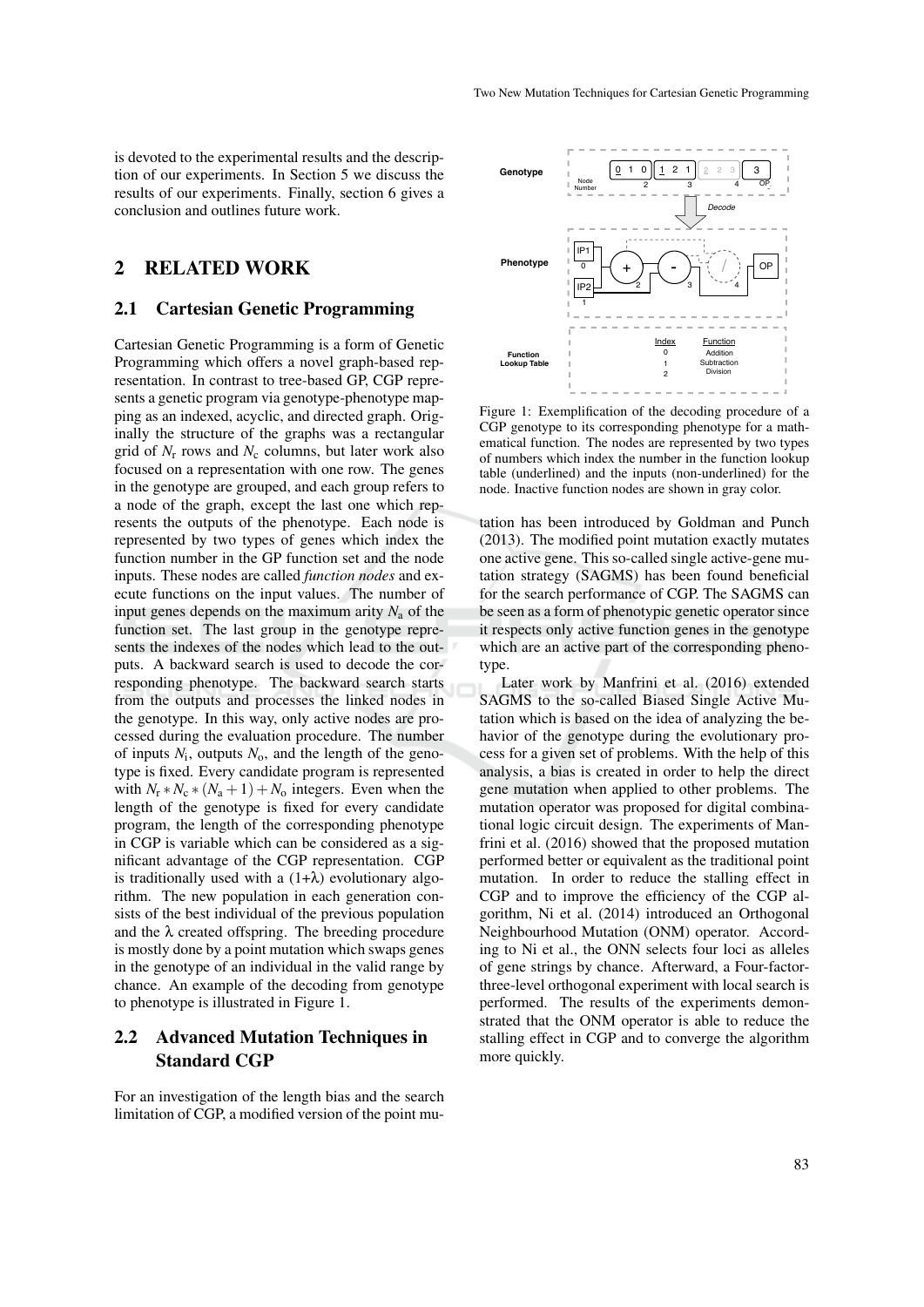is devoted to the experimental results and the description of our experiments. In Section 5 we discuss the results of our experiments. Finally, section 6 gives a conclusion and outlines future work.

## 2 RELATED WORK

### 2.1 Cartesian Genetic Programming

Cartesian Genetic Programming is a form of Genetic Programming which offers a novel graph-based representation. In contrast to tree-based GP, CGP represents a genetic program via genotype-phenotype mapping as an indexed, acyclic, and directed graph. Originally the structure of the graphs was a rectangular grid of $N_r$ rows and $N_c$ columns, but later work also focused on a representation with one row. The genes in the genotype are grouped, and each group refers to a node of the graph, except the last one which represents the outputs of the phenotype. Each node is represented by two types of genes which index the function number in the GP function set and the node inputs. These nodes are called *function nodes* and execute functions on the input values. The number of input genes depends on the maximum arity $N_a$ of the function set. The last group in the genotype represents the indexes of the nodes which lead to the outputs. A backward search is used to decode the corresponding phenotype. The backward search starts from the outputs and processes the linked nodes in the genotype. In this way, only active nodes are processed during the evaluation procedure. The number of inputs $N_i$, outputs $N_o$, and the length of the genotype is fixed. Every candidate program is represented with $N_r * N_c * (N_a + 1) + N_o$ integers. Even when the length of the genotype is fixed for every candidate program, the length of the corresponding phenotype in CGP is variable which can be considered as a significant advantage of the CGP representation. CGP is traditionally used with a $(1+\lambda)$ evolutionary algorithm. The new population in each generation consists of the best individual of the previous population and the $\lambda$ created offspring. The breeding procedure is mostly done by a point mutation which swaps genes in the genotype of an individual in the valid range by chance. An example of the decoding from genotype to phenotype is illustrated in Figure 1.

Figure 1: Exemplification of the decoding procedure of a CGP genotype to its corresponding phenotype for a mathematical function. The nodes are represented by two types of numbers which index the number in the function lookup table (underlined) and the inputs (non-underlined) for the node. Inactive function nodes are shown in gray color.

### 2.2 Advanced Mutation Techniques in Standard CGP

For an investigation of the length bias and the search limitation of CGP, a modified version of the point mutation has been introduced by Goldman and Punch (2013). The modified point mutation exactly mutates one active gene. This so-called single active-gene mutation strategy (SAGMS) has been found beneficial for the search performance of CGP. The SAGMS can be seen as a form of phenotypic genetic operator since it respects only active function genes in the genotype which are an active part of the corresponding phenotype.

Later work by Manfrini et al. (2016) extended SAGMS to the so-called Biased Single Active Mutation which is based on the idea of analyzing the behavior of the genotype during the evolutionary process for a given set of problems. With the help of this analysis, a bias is created in order to help the direct gene mutation when applied to other problems. The mutation operator was proposed for digital combinational logic circuit design. The experiments of Manfrini et al. (2016) showed that the proposed mutation performed better or equivalent as the traditional point mutation. In order to reduce the stalling effect in CGP and to improve the efficiency of the CGP algorithm, Ni et al. (2014) introduced an Orthogonal Neighbourhood Mutation (ONM) operator. According to Ni et al., the ONN selects four loci as alleles of gene strings by chance. Afterward, a Four-factor-three-level orthogonal experiment with local search is performed. The results of the experiments demonstrated that the ONM operator is able to reduce the stalling effect in CGP and to converge the algorithm more quickly.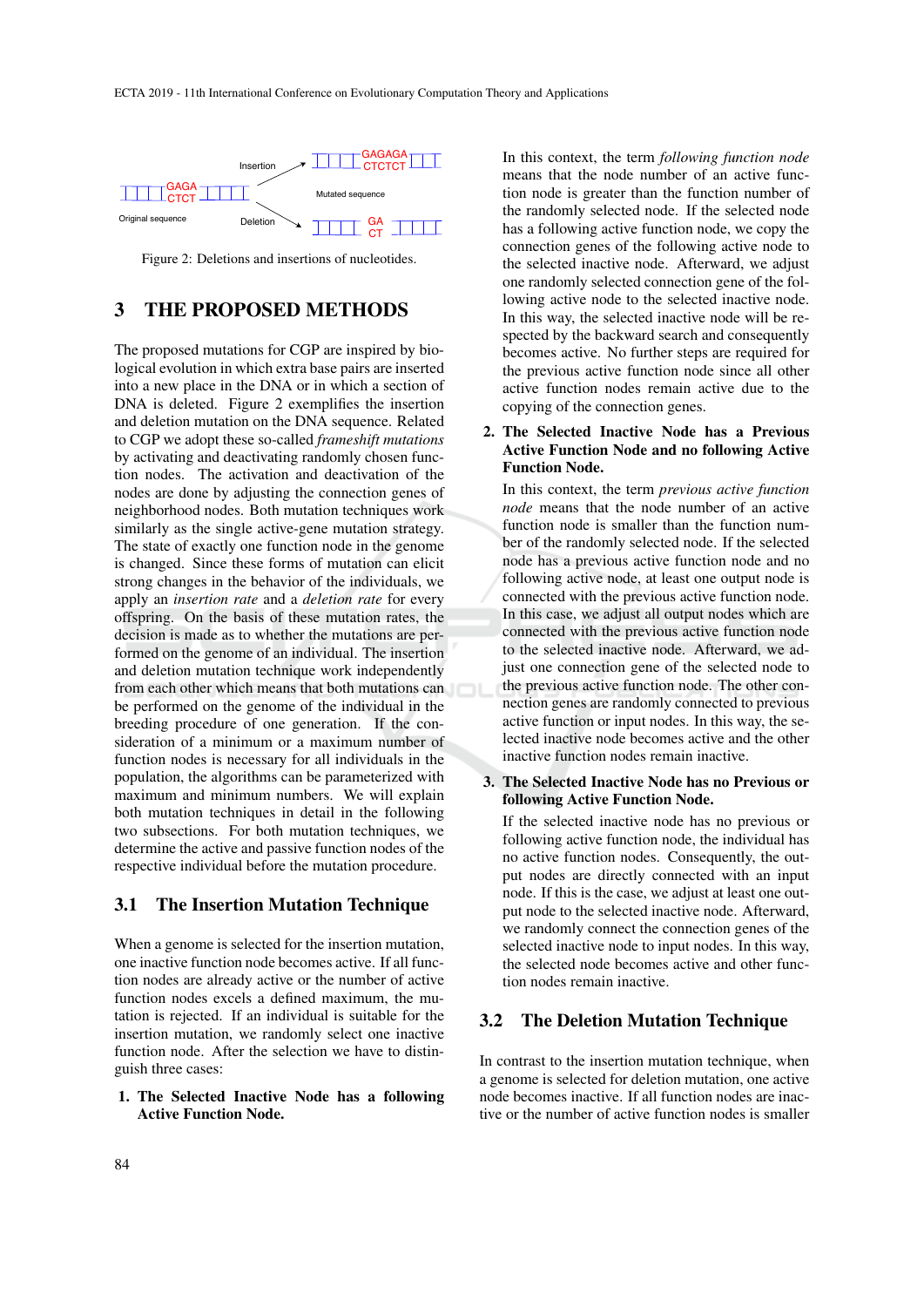Figure 2: Deletions and insertions of nucleotides.

# 3 THE PROPOSED METHODS

The proposed mutations for CGP are inspired by biological evolution in which extra base pairs are inserted into a new place in the DNA or in which a section of DNA is deleted. Figure 2 exemplifies the insertion and deletion mutation on the DNA sequence. Related to CGP we adopt these so-called *frameshift mutations* by activating and deactivating randomly chosen function nodes. The activation and deactivation of the nodes are done by adjusting the connection genes of neighborhood nodes. Both mutation techniques work similarly as the single active-gene mutation strategy. The state of exactly one function node in the genome is changed. Since these forms of mutation can elicit strong changes in the behavior of the individuals, we apply an *insertion rate* and a *deletion rate* for every offspring. On the basis of these mutation rates, the decision is made as to whether the mutations are performed on the genome of an individual. The insertion and deletion mutation technique work independently from each other which means that both mutations can be performed on the genome of the individual in the breeding procedure of one generation. If the consideration of a minimum or a maximum number of function nodes is necessary for all individuals in the population, the algorithms can be parameterized with maximum and minimum numbers. We will explain both mutation techniques in detail in the following two subsections. For both mutation techniques, we determine the active and passive function nodes of the respective individual before the mutation procedure.

## 3.1 The Insertion Mutation Technique

When a genome is selected for the insertion mutation, one inactive function node becomes active. If all function nodes are already active or the number of active function nodes excels a defined maximum, the mutation is rejected. If an individual is suitable for the insertion mutation, we randomly select one inactive function node. After the selection we have to distinguish three cases:

1. **The Selected Inactive Node has a following Active Function Node.**

   In this context, the term *following function node* means that the node number of an active function node is greater than the function number of the randomly selected node. If the selected node has a following active function node, we copy the connection genes of the following active node to the selected inactive node. Afterward, we adjust one randomly selected connection gene of the following active node to the selected inactive node. In this way, the selected inactive node will be respected by the backward search and consequently becomes active. No further steps are required for the previous active function node since all other active function nodes remain active due to the copying of the connection genes.

2. **The Selected Inactive Node has a Previous Active Function Node and no following Active Function Node.**

   In this context, the term *previous active function node* means that the node number of an active function node is smaller than the function number of the randomly selected node. If the selected node has a previous active function node and no following active node, at least one output node is connected with the previous active function node. In this case, we adjust all output nodes which are connected with the previous active function node to the selected inactive node. Afterward, we adjust one connection gene of the selected node to the previous active function node. The other connection genes are randomly connected to previous active function or input nodes. In this way, the selected inactive node becomes active and the other inactive function nodes remain inactive.

3. **The Selected Inactive Node has no Previous or following Active Function Node.**

   If the selected inactive node has no previous or following active function node, the individual has no active function nodes. Consequently, the output nodes are directly connected with an input node. If this is the case, we adjust at least one output node to the selected inactive node. Afterward, we randomly connect the connection genes of the selected inactive node to input nodes. In this way, the selected node becomes active and other function nodes remain inactive.

## 3.2 The Deletion Mutation Technique

In contrast to the insertion mutation technique, when a genome is selected for deletion mutation, one active node becomes inactive. If all function nodes are inactive or the number of active function nodes is smaller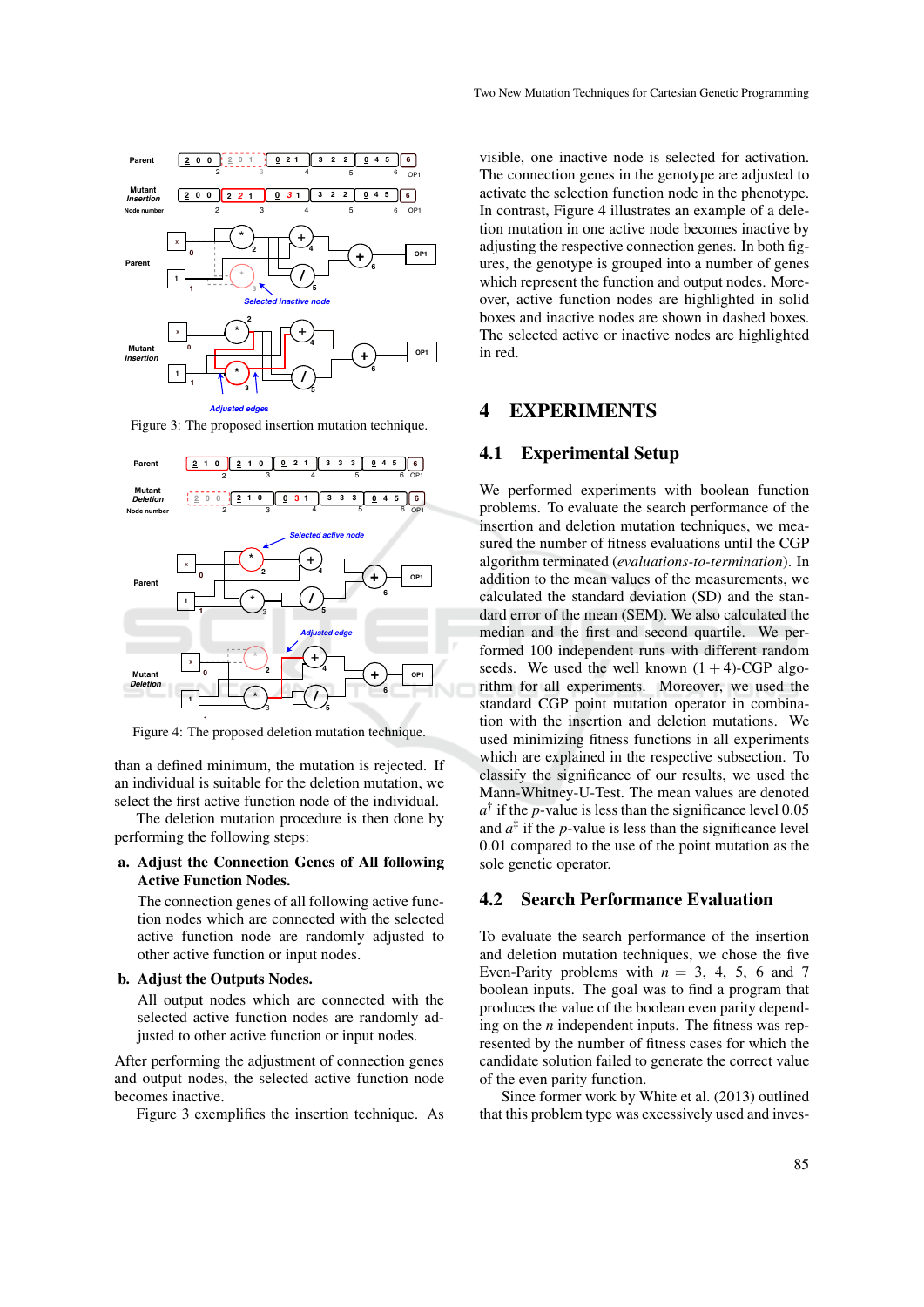Figure 3: The proposed insertion mutation technique.

Figure 4: The proposed deletion mutation technique.

than a defined minimum, the mutation is rejected. If an individual is suitable for the deletion mutation, we select the first active function node of the individual.

The deletion mutation procedure is then done by performing the following steps:

a. **Adjust the Connection Genes of All following Active Function Nodes.**

   The connection genes of all following active function nodes which are connected with the selected active function node are randomly adjusted to other active function or input nodes.

b. **Adjust the Outputs Nodes.**

   All output nodes which are connected with the selected active function nodes are randomly adjusted to other active function or input nodes.

After performing the adjustment of connection genes and output nodes, the selected active function node becomes inactive.

Figure 3 exemplifies the insertion technique. As visible, one inactive node is selected for activation. The connection genes in the genotype are adjusted to activate the selection function node in the phenotype. In contrast, Figure 4 illustrates an example of a deletion mutation in one active node becomes inactive by adjusting the respective connection genes. In both figures, the genotype is grouped into a number of genes which represent the function and output nodes. Moreover, active function nodes are highlighted in solid boxes and inactive nodes are shown in dashed boxes. The selected active or inactive nodes are highlighted in red.

# 4 EXPERIMENTS

## 4.1 Experimental Setup

We performed experiments with boolean function problems. To evaluate the search performance of the insertion and deletion mutation techniques, we measured the number of fitness evaluations until the CGP algorithm terminated (*evaluations-to-termination*). In addition to the mean values of the measurements, we calculated the standard deviation (SD) and the standard error of the mean (SEM). We also calculated the median and the first and second quartile. We performed 100 independent runs with different random seeds. We used the well known $(1+4)$-CGP algorithm for all experiments. Moreover, we used the standard CGP point mutation operator in combination with the insertion and deletion mutations. We used minimizing fitness functions in all experiments which are explained in the respective subsection. To classify the significance of our results, we used the Mann-Whitney-U-Test. The mean values are denoted $a^{\dagger}$ if the $p$-value is less than the significance level 0.05 and $a^{\ddagger}$ if the $p$-value is less than the significance level 0.01 compared to the use of the point mutation as the sole genetic operator.

## 4.2 Search Performance Evaluation

To evaluate the search performance of the insertion and deletion mutation techniques, we chose the five Even-Parity problems with $n = 3$, 4, 5, 6 and 7 boolean inputs. The goal was to find a program that produces the value of the boolean even parity depending on the $n$ independent inputs. The fitness was represented by the number of fitness cases for which the candidate solution failed to generate the correct value of the even parity function.

Since former work by White et al. (2013) outlined that this problem type was excessively used and inves-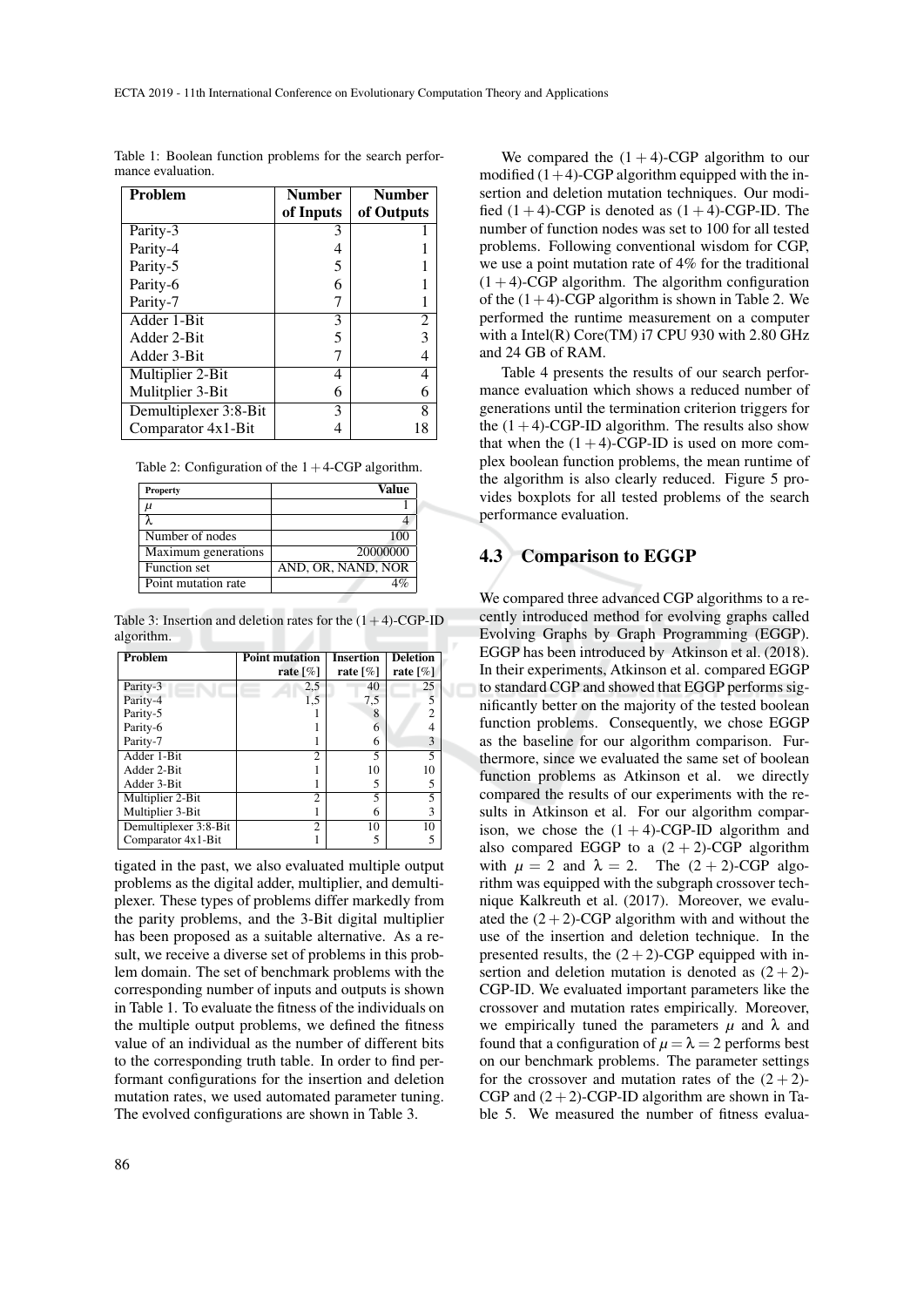Table 1: Boolean function problems for the search performance evaluation.

| Problem | Number of Inputs | Number of Outputs |
|---|---|---|
| Parity-3 | 3 | 1 |
| Parity-4 | 4 | 1 |
| Parity-5 | 5 | 1 |
| Parity-6 | 6 | 1 |
| Parity-7 | 7 | 1 |
| Adder 1-Bit | 3 | 2 |
| Adder 2-Bit | 5 | 3 |
| Adder 3-Bit | 7 | 4 |
| Multiplier 2-Bit | 4 | 4 |
| Mulitplier 3-Bit | 6 | 6 |
| Demultiplexer 3:8-Bit | 3 | 8 |
| Comparator 4x1-Bit | 4 | 18 |

Table 2: Configuration of the $1+4$-CGP algorithm.

| Property | Value |
|---|---|
| $\mu$ | 1 |
| $\lambda$ | 4 |
| Number of nodes | 100 |
| Maximum generations | 20000000 |
| Function set | AND, OR, NAND, NOR |
| Point mutation rate | 4% |

Table 3: Insertion and deletion rates for the $(1+4)$-CGP-ID algorithm.

| Problem | Point mutation rate [%] | Insertion rate [%] | Deletion rate [%] |
|---|---|---|---|
| Parity-3 | 2,5 | 40 | 25 |
| Parity-4 | 1,5 | 7,5 | 5 |
| Parity-5 | 1 | 8 | 2 |
| Parity-6 | 1 | 6 | 4 |
| Parity-7 | 1 | 6 | 3 |
| Adder 1-Bit | 2 | 5 | 5 |
| Adder 2-Bit | 1 | 10 | 10 |
| Adder 3-Bit | 1 | 5 | 5 |
| Multiplier 2-Bit | 2 | 5 | 5 |
| Multiplier 3-Bit | 1 | 6 | 3 |
| Demultiplexer 3:8-Bit | 2 | 10 | 10 |
| Comparator 4x1-Bit | 1 | 5 | 5 |

tigated in the past, we also evaluated multiple output problems as the digital adder, multiplier, and demultiplexer. These types of problems differ markedly from the parity problems, and the 3-Bit digital multiplier has been proposed as a suitable alternative. As a result, we receive a diverse set of problems in this problem domain. The set of benchmark problems with the corresponding number of inputs and outputs is shown in Table 1. To evaluate the fitness of the individuals on the multiple output problems, we defined the fitness value of an individual as the number of different bits to the corresponding truth table. In order to find performant configurations for the insertion and deletion mutation rates, we used automated parameter tuning. The evolved configurations are shown in Table 3.

We compared the $(1+4)$-CGP algorithm to our modified $(1+4)$-CGP algorithm equipped with the insertion and deletion mutation techniques. Our modified $(1+4)$-CGP is denoted as $(1+4)$-CGP-ID. The number of function nodes was set to 100 for all tested problems. Following conventional wisdom for CGP, we use a point mutation rate of 4% for the traditional $(1+4)$-CGP algorithm. The algorithm configuration of the $(1+4)$-CGP algorithm is shown in Table 2. We performed the runtime measurement on a computer with a Intel(R) Core(TM) i7 CPU 930 with 2.80 GHz and 24 GB of RAM.

Table 4 presents the results of our search performance evaluation which shows a reduced number of generations until the termination criterion triggers for the $(1+4)$-CGP-ID algorithm. The results also show that when the $(1+4)$-CGP-ID is used on more complex boolean function problems, the mean runtime of the algorithm is also clearly reduced. Figure 5 provides boxplots for all tested problems of the search performance evaluation.

### 4.3 Comparison to EGGP

We compared three advanced CGP algorithms to a recently introduced method for evolving graphs called Evolving Graphs by Graph Programming (EGGP). EGGP has been introduced by Atkinson et al. (2018). In their experiments, Atkinson et al. compared EGGP to standard CGP and showed that EGGP performs significantly better on the majority of the tested boolean function problems. Consequently, we chose EGGP as the baseline for our algorithm comparison. Furthermore, since we evaluated the same set of boolean function problems as Atkinson et al. we directly compared the results of our experiments with the results in Atkinson et al. For our algorithm comparison, we chose the $(1+4)$-CGP-ID algorithm and also compared EGGP to a $(2+2)$-CGP algorithm with $\mu = 2$ and $\lambda = 2$. The $(2+2)$-CGP algorithm was equipped with the subgraph crossover technique Kalkreuth et al. (2017). Moreover, we evaluated the $(2+2)$-CGP algorithm with and without the use of the insertion and deletion technique. In the presented results, the $(2+2)$-CGP equipped with insertion and deletion mutation is denoted as $(2+2)$-CGP-ID. We evaluated important parameters like the crossover and mutation rates empirically. Moreover, we empirically tuned the parameters $\mu$ and $\lambda$ and found that a configuration of $\mu = \lambda = 2$ performs best on our benchmark problems. The parameter settings for the crossover and mutation rates of the $(2+2)$-CGP and $(2+2)$-CGP-ID algorithm are shown in Table 5. We measured the number of fitness evalua-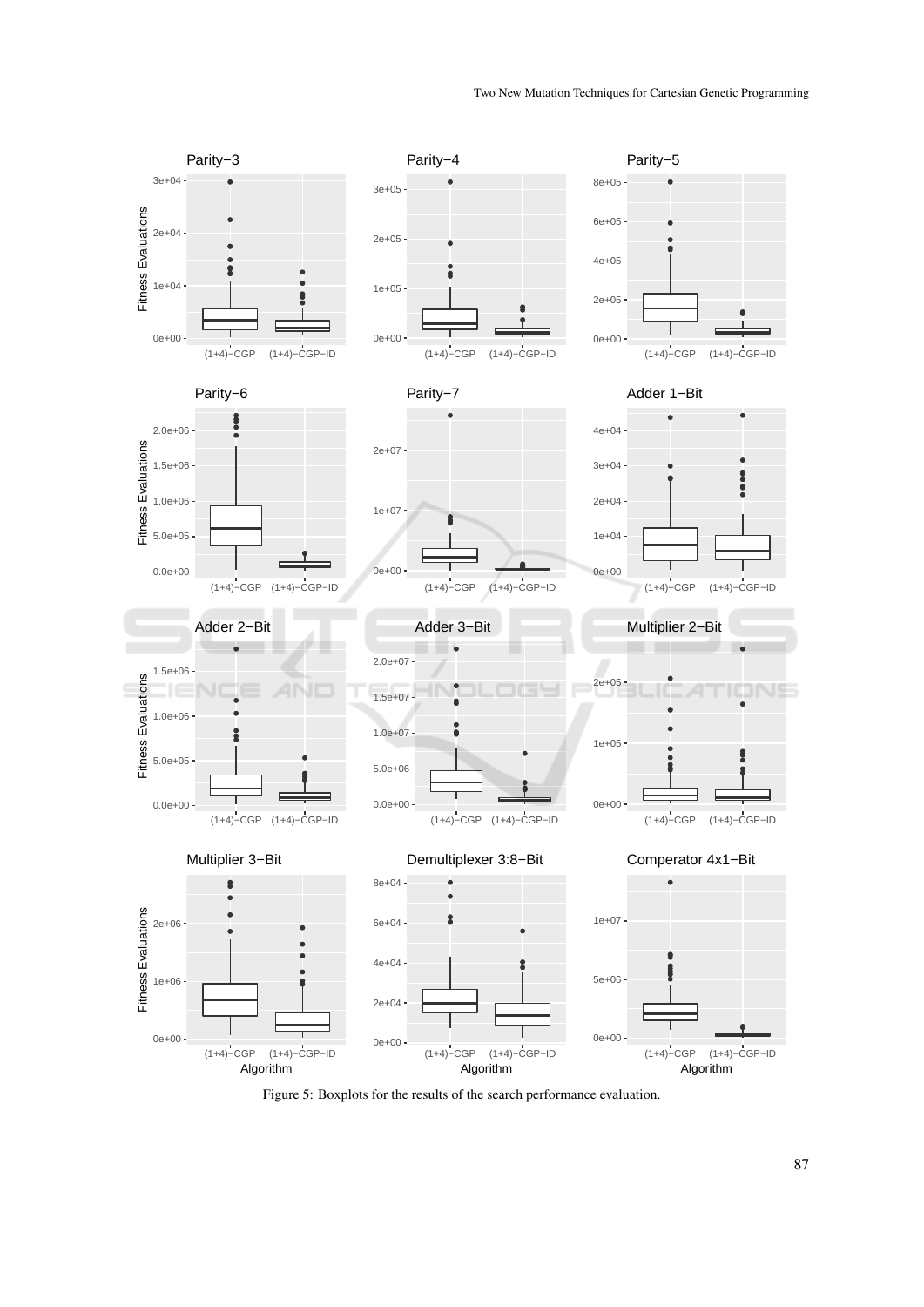Figure 5: Boxplots for the results of the search performance evaluation.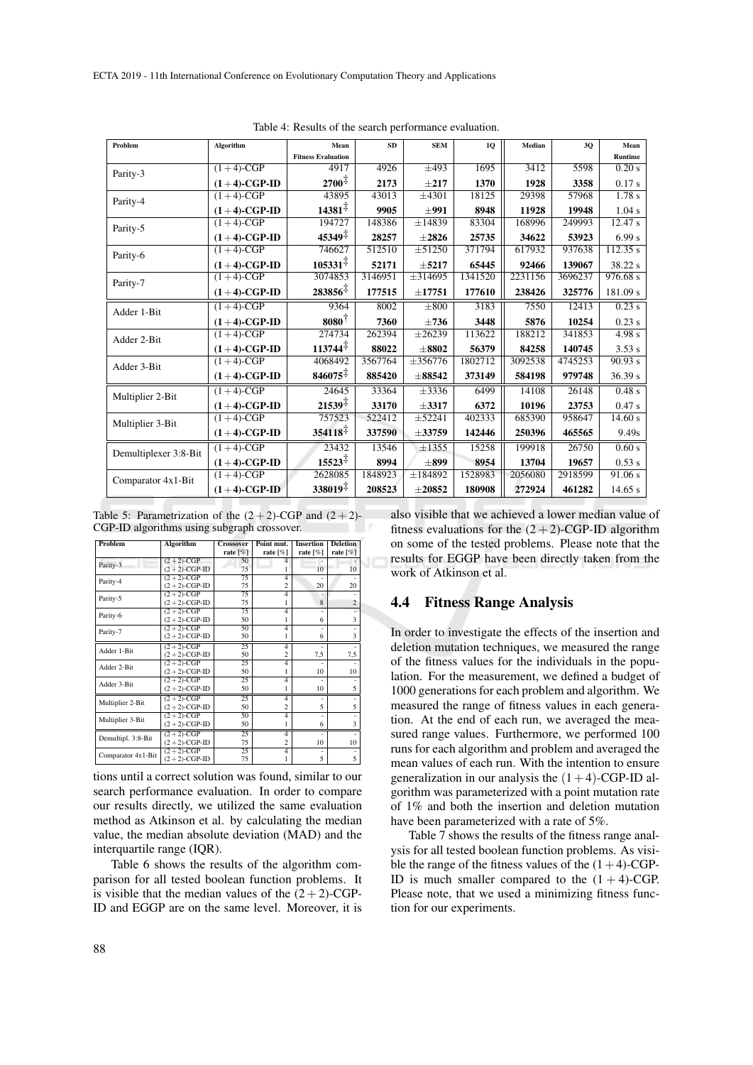Table 4: Results of the search performance evaluation.

| Problem | Algorithm | Mean Fitness Evaluation | SD | SEM | 1Q | Median | 3Q | Mean Runtime |
|---|---|---|---|---|---|---|---|---|
| Parity-3 | $(1+4)$-CGP | 4917 | 4926 | ±493 | 1695 | 3412 | 5598 | 0.20 s |
| | **$(1+4)$-CGP-ID** | **2700**‡ | **2173** | **±217** | **1370** | **1928** | **3358** | 0.17 s |
| Parity-4 | $(1+4)$-CGP | 43895 | 43013 | ±4301 | 18125 | 29398 | 57968 | 1.78 s |
| | **$(1+4)$-CGP-ID** | **14381**‡ | **9905** | **±991** | **8948** | **11928** | **19948** | 1.04 s |
| Parity-5 | $(1+4)$-CGP | 194727 | 148386 | ±14839 | 83304 | 168996 | 249993 | 12.47 s |
| | **$(1+4)$-CGP-ID** | **45349**‡ | **28257** | **±2826** | **25735** | **34622** | **53923** | 6.99 s |
| Parity-6 | $(1+4)$-CGP | 746627 | 512510 | ±51250 | 371794 | 617932 | 937638 | 112.35 s |
| | **$(1+4)$-CGP-ID** | **105331**‡ | **52171** | **±5217** | **65445** | **92466** | **139067** | 38.22 s |
| Parity-7 | $(1+4)$-CGP | 3074853 | 3146951 | ±314695 | 1341520 | 2231156 | 3696237 | 976.68 s |
| | **$(1+4)$-CGP-ID** | **283856**‡ | **177515** | **±17751** | **177610** | **238426** | **325776** | 181.09 s |
| Adder 1-Bit | $(1+4)$-CGP | 9364 | 8002 | ±800 | 3183 | 7550 | 12413 | 0.23 s |
| | **$(1+4)$-CGP-ID** | **8080**† | **7360** | **±736** | **3448** | **5876** | **10254** | 0.23 s |
| Adder 2-Bit | $(1+4)$-CGP | 274734 | 262394 | ±26239 | 113622 | 188212 | 341853 | 4.98 s |
| | **$(1+4)$-CGP-ID** | **113744**‡ | **88022** | **±8802** | **56379** | **84258** | **140745** | 3.53 s |
| Adder 3-Bit | $(1+4)$-CGP | 4068492 | 3567764 | ±356776 | 1802712 | 3092538 | 4745253 | 90.93 s |
| | **$(1+4)$-CGP-ID** | **846075**‡ | **885420** | **±88542** | **373149** | **584198** | **979748** | 36.39 s |
| Multiplier 2-Bit | $(1+4)$-CGP | 24645 | 33364 | ±3336 | 6499 | 14108 | 26148 | 0.48 s |
| | **$(1+4)$-CGP-ID** | **21539**‡ | **33170** | **±3317** | **6372** | **10196** | **23753** | 0.47 s |
| Multiplier 3-Bit | $(1+4)$-CGP | 757523 | 522412 | ±52241 | 402333 | 685390 | 958647 | 14.60 s |
| | **$(1+4)$-CGP-ID** | **354118**‡ | **337590** | **±33759** | **142446** | **250396** | **465565** | 9.49s |
| Demultiplexer 3:8-Bit | $(1+4)$-CGP | 23432 | 13546 | ±1355 | 15258 | 199918 | 26750 | 0.60 s |
| | **$(1+4)$-CGP-ID** | **15523**‡ | **8994** | **±899** | **8954** | **13704** | **19657** | 0.53 s |
| Comparator 4x1-Bit | $(1+4)$-CGP | 2628085 | 1848923 | ±184892 | 1528983 | 2056080 | 2918599 | 91.06 s |
| | **$(1+4)$-CGP-ID** | **338019**‡ | **208523** | **±20852** | **180908** | **272924** | **461282** | 14.65 s |

Table 5: Parametrization of the $(2+2)$-CGP and $(2+2)$-CGP-ID algorithms using subgraph crossover.

| Problem | Algorithm | Crossover rate [%] | Point mut. rate [%] | Insertion rate [%] | Deletion rate [%] |
|---|---|---|---|---|---|
| Parity-3 | $(2+2)$-CGP | 50 | 4 | - | - |
| | $(2+2)$-CGP-ID | 75 | 1 | 10 | 10 |
| Parity-4 | $(2+2)$-CGP | 75 | 4 | - | - |
| | $(2+2)$-CGP-ID | 75 | 2 | 20 | 20 |
| Parity-5 | $(2+2)$-CGP | 75 | 4 | - | - |
| | $(2+2)$-CGP-ID | 75 | 1 | 8 | 2 |
| Parity-6 | $(2+2)$-CGP | 75 | 4 | - | - |
| | $(2+2)$-CGP-ID | 50 | 1 | 6 | 3 |
| Parity-7 | $(2+2)$-CGP | 50 | 4 | - | - |
| | $(2+2)$-CGP-ID | 50 | 1 | 6 | 3 |
| Adder 1-Bit | $(2+2)$-CGP | 25 | 4 | - | - |
| | $(2+2)$-CGP-ID | 50 | 2 | 7.5 | 7.5 |
| Adder 2-Bit | $(2+2)$-CGP | 25 | 4 | - | - |
| | $(2+2)$-CGP-ID | 50 | 1 | 10 | 10 |
| Adder 3-Bit | $(2+2)$-CGP | 25 | 4 | - | - |
| | $(2+2)$-CGP-ID | 50 | 1 | 10 | 5 |
| Multiplier 2-Bit | $(2+2)$-CGP | 25 | 4 | - | - |
| | $(2+2)$-CGP-ID | 50 | 2 | 5 | 5 |
| Multiplier 3-Bit | $(2+2)$-CGP | 50 | 4 | - | - |
| | $(2+2)$-CGP-ID | 50 | 1 | 6 | 3 |
| Demultipl. 3:8-Bit | $(2+2)$-CGP | 25 | 4 | - | - |
| | $(2+2)$-CGP-ID | 75 | 2 | 10 | 10 |
| Comparator 4x1-Bit | $(2+2)$-CGP | 25 | 4 | - | - |
| | $(2+2)$-CGP-ID | 75 | 1 | 5 | 5 |

tions until a correct solution was found, similar to our search performance evaluation. In order to compare our results directly, we utilized the same evaluation method as Atkinson et al. by calculating the median value, the median absolute deviation (MAD) and the interquartile range (IQR).

Table 6 shows the results of the algorithm comparison for all tested boolean function problems. It is visible that the median values of the $(2+2)$-CGP-ID and EGGP are on the same level. Moreover, it is also visible that we achieved a lower median value of fitness evaluations for the $(2+2)$-CGP-ID algorithm on some of the tested problems. Please note that the results for EGGP have been directly taken from the work of Atkinson et al.

### 4.4 Fitness Range Analysis

In order to investigate the effects of the insertion and deletion mutation techniques, we measured the range of the fitness values for the individuals in the population. For the measurement, we defined a budget of 1000 generations for each problem and algorithm. We measured the range of fitness values in each generation. At the end of each run, we averaged the measured range values. Furthermore, we performed 100 runs for each algorithm and problem and averaged the mean values of each run. With the intention to ensure generalization in our analysis the $(1+4)$-CGP-ID algorithm was parameterized with a point mutation rate of 1% and both the insertion and deletion mutation have been parameterized with a rate of 5%.

Table 7 shows the results of the fitness range analysis for all tested boolean function problems. As visible the range of the fitness values of the $(1+4)$-CGP-ID is much smaller compared to the $(1+4)$-CGP. Please note, that we used a minimizing fitness function for our experiments.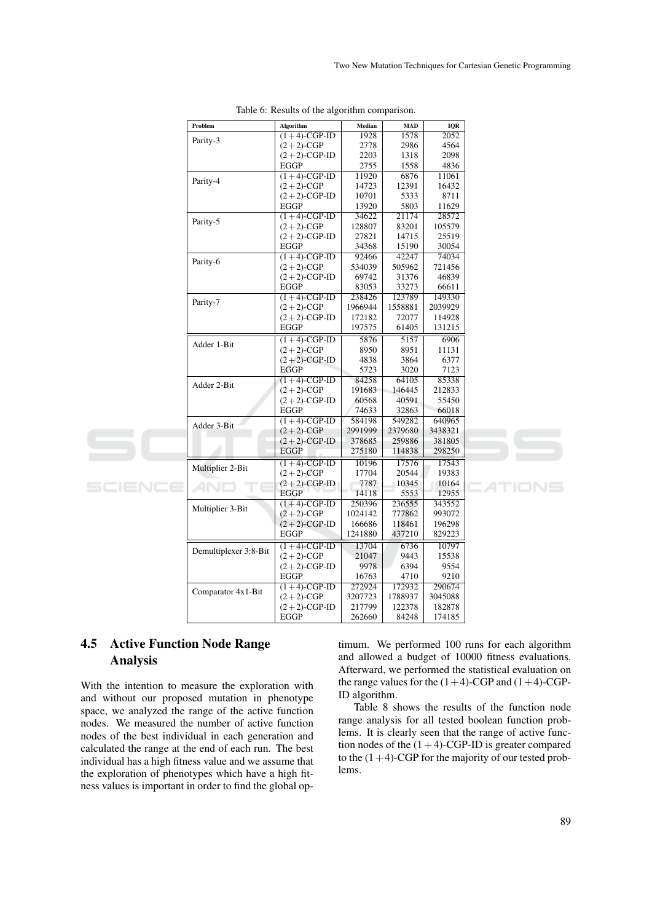Table 6: Results of the algorithm comparison.

| Problem | Algorithm | Median | MAD | IQR |
|---|---|---|---|---|
| Parity-3 | $(1+4)$-CGP-ID | 1928 | 1578 | 2052 |
| | $(2+2)$-CGP | 2778 | 2986 | 4564 |
| | $(2+2)$-CGP-ID | 2203 | 1318 | 2098 |
| | EGGP | 2755 | 1558 | 4836 |
| Parity-4 | $(1+4)$-CGP-ID | 11920 | 6876 | 11061 |
| | $(2+2)$-CGP | 14723 | 12391 | 16432 |
| | $(2+2)$-CGP-ID | 10701 | 5333 | 8711 |
| | EGGP | 13920 | 5803 | 11629 |
| Parity-5 | $(1+4)$-CGP-ID | 34622 | 21174 | 28572 |
| | $(2+2)$-CGP | 128807 | 83201 | 105579 |
| | $(2+2)$-CGP-ID | 27821 | 14715 | 25519 |
| | EGGP | 34368 | 15190 | 30054 |
| Parity-6 | $(1+4)$-CGP-ID | 92466 | 42247 | 74034 |
| | $(2+2)$-CGP | 534039 | 505962 | 721456 |
| | $(2+2)$-CGP-ID | 69742 | 31376 | 46839 |
| | EGGP | 83053 | 33273 | 66611 |
| Parity-7 | $(1+4)$-CGP-ID | 238426 | 123789 | 149330 |
| | $(2+2)$-CGP | 1966944 | 1558881 | 2039929 |
| | $(2+2)$-CGP-ID | 172182 | 72077 | 114928 |
| | EGGP | 197575 | 61405 | 131215 |
| Adder 1-Bit | $(1+4)$-CGP-ID | 5876 | 5157 | 6906 |
| | $(2+2)$-CGP | 8950 | 8951 | 11131 |
| | $(2+2)$-CGP-ID | 4838 | 3864 | 6377 |
| | EGGP | 5723 | 3020 | 7123 |
| Adder 2-Bit | $(1+4)$-CGP-ID | 84258 | 64105 | 85338 |
| | $(2+2)$-CGP | 191683 | 146445 | 212833 |
| | $(2+2)$-CGP-ID | 60568 | 40591 | 55450 |
| | EGGP | 74633 | 32863 | 66018 |
| Adder 3-Bit | $(1+4)$-CGP-ID | 584198 | 549282 | 640965 |
| | $(2+2)$-CGP | 2991999 | 2379680 | 3438321 |
| | $(2+2)$-CGP-ID | 378685 | 259886 | 381805 |
| | EGGP | 275180 | 114838 | 298250 |
| Multiplier 2-Bit | $(1+4)$-CGP-ID | 10196 | 17576 | 17543 |
| | $(2+2)$-CGP | 17704 | 20544 | 19383 |
| | $(2+2)$-CGP-ID | 7787 | 10345 | 10164 |
| | EGGP | 14118 | 5553 | 12955 |
| Multiplier 3-Bit | $(1+4)$-CGP-ID | 250396 | 236555 | 343552 |
| | $(2+2)$-CGP | 1024142 | 777862 | 993072 |
| | $(2+2)$-CGP-ID | 166686 | 118461 | 196298 |
| | EGGP | 1241880 | 437210 | 829223 |
| Demultiplexer 3:8-Bit | $(1+4)$-CGP-ID | 13704 | 6736 | 10797 |
| | $(2+2)$-CGP | 21047 | 9443 | 15538 |
| | $(2+2)$-CGP-ID | 9978 | 6394 | 9554 |
| | EGGP | 16763 | 4710 | 9210 |
| Comparator 4x1-Bit | $(1+4)$-CGP-ID | 272924 | 172932 | 290674 |
| | $(2+2)$-CGP | 3207723 | 1788937 | 3045088 |
| | $(2+2)$-CGP-ID | 217799 | 122378 | 182878 |
| | EGGP | 262660 | 84248 | 174185 |

### 4.5 Active Function Node Range Analysis

With the intention to measure the exploration with and without our proposed mutation in phenotype space, we analyzed the range of the active function nodes. We measured the number of active function nodes of the best individual in each generation and calculated the range at the end of each run. The best individual has a high fitness value and we assume that the exploration of phenotypes which have a high fitness values is important in order to find the global optimum. We performed 100 runs for each algorithm and allowed a budget of 10000 fitness evaluations. Afterward, we performed the statistical evaluation on the range values for the $(1+4)$-CGP and $(1+4)$-CGP-ID algorithm.

Table 8 shows the results of the function node range analysis for all tested boolean function problems. It is clearly seen that the range of active function nodes of the $(1+4)$-CGP-ID is greater compared to the $(1+4)$-CGP for the majority of our tested problems.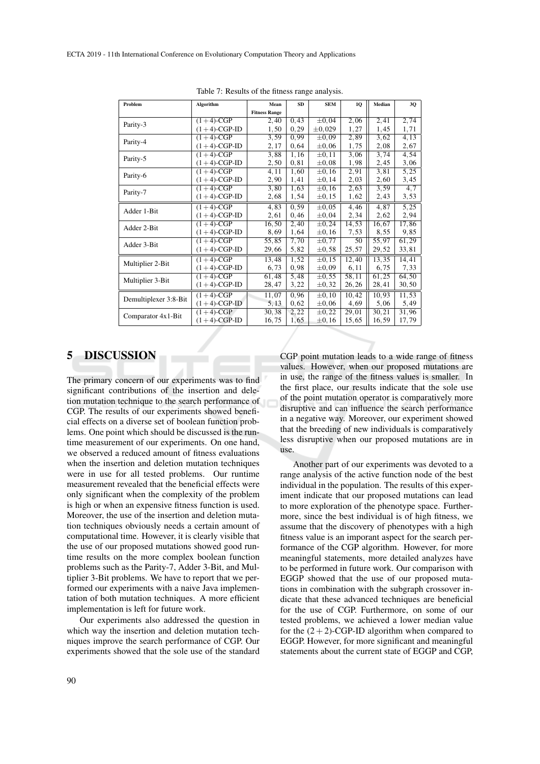Table 7: Results of the fitness range analysis.

| Problem | Algorithm | Mean Fitness Range | SD | SEM | 1Q | Median | 3Q |
|---|---|---|---|---|---|---|---|
| Parity-3 | $(1+4)$-CGP | 2,40 | 0,43 | $\pm 0,04$ | 2,06 | 2,41 | 2,74 |
| | $(1+4)$-CGP-ID | 1,50 | 0,29 | $\pm 0,029$ | 1,27 | 1,45 | 1,71 |
| Parity-4 | $(1+4)$-CGP | 3,59 | 0,99 | $\pm 0,09$ | 2,89 | 3,62 | 4,13 |
| | $(1+4)$-CGP-ID | 2,17 | 0,64 | $\pm 0,06$ | 1,75 | 2,08 | 2,67 |
| Parity-5 | $(1+4)$-CGP | 3,88 | 1,16 | $\pm 0,11$ | 3,06 | 3,74 | 4,54 |
| | $(1+4)$-CGP-ID | 2,50 | 0,81 | $\pm 0,08$ | 1,98 | 2,45 | 3,06 |
| Parity-6 | $(1+4)$-CGP | 4,11 | 1,60 | $\pm 0,16$ | 2,91 | 3,81 | 5,25 |
| | $(1+4)$-CGP-ID | 2,90 | 1,41 | $\pm 0,14$ | 2,03 | 2,60 | 3,45 |
| Parity-7 | $(1+4)$-CGP | 3,80 | 1,63 | $\pm 0,16$ | 2,63 | 3,59 | 4,7 |
| | $(1+4)$-CGP-ID | 2,68 | 1,54 | $\pm 0,15$ | 1,62 | 2,43 | 3,53 |
| Adder 1-Bit | $(1+4)$-CGP | 4,83 | 0,59 | $\pm 0,05$ | 4,46 | 4,87 | 5,25 |
| | $(1+4)$-CGP-ID | 2,61 | 0,46 | $\pm 0,04$ | 2,34 | 2,62 | 2,94 |
| Adder 2-Bit | $(1+4)$-CGP | 16,50 | 2,40 | $\pm 0,24$ | 14,53 | 16,67 | 17,86 |
| | $(1+4)$-CGP-ID | 8,69 | 1,64 | $\pm 0,16$ | 7,53 | 8,55 | 9,85 |
| Adder 3-Bit | $(1+4)$-CGP | 55,85 | 7,70 | $\pm 0,77$ | 50 | 55,97 | 61,29 |
| | $(1+4)$-CGP-ID | 29,66 | 5,82 | $\pm 0,58$ | 25,57 | 29,52 | 33,81 |
| Multiplier 2-Bit | $(1+4)$-CGP | 13,48 | 1,52 | $\pm 0,15$ | 12,40 | 13,35 | 14,41 |
| | $(1+4)$-CGP-ID | 6,73 | 0,98 | $\pm 0,09$ | 6,11 | 6,75 | 7,33 |
| Multiplier 3-Bit | $(1+4)$-CGP | 61,48 | 5,48 | $\pm 0,55$ | 58,11 | 61,25 | 64,50 |
| | $(1+4)$-CGP-ID | 28,47 | 3,22 | $\pm 0,32$ | 26,26 | 28,41 | 30,50 |
| Demultiplexer 3:8-Bit | $(1+4)$-CGP | 11,07 | 0,96 | $\pm 0,10$ | 10,42 | 10,93 | 11,53 |
| | $(1+4)$-CGP-ID | 5,13 | 0,62 | $\pm 0,06$ | 4,69 | 5,06 | 5,49 |
| Comparator 4x1-Bit | $(1+4)$-CGP | 30,38 | 2,22 | $\pm 0,22$ | 29,01 | 30,21 | 31,96 |
| | $(1+4)$-CGP-ID | 16,75 | 1,65 | $\pm 0,16$ | 15,65 | 16,59 | 17,79 |

## 5 DISCUSSION

The primary concern of our experiments was to find significant contributions of the insertion and deletion mutation technique to the search performance of CGP. The results of our experiments showed beneficial effects on a diverse set of boolean function problems. One point which should be discussed is the runtime measurement of our experiments. On one hand, we observed a reduced amount of fitness evaluations when the insertion and deletion mutation techniques were in use for all tested problems. Our runtime measurement revealed that the beneficial effects were only significant when the complexity of the problem is high or when an expensive fitness function is used. Moreover, the use of the insertion and deletion mutation techniques obviously needs a certain amount of computational time. However, it is clearly visible that the use of our proposed mutations showed good runtime results on the more complex boolean function problems such as the Parity-7, Adder 3-Bit, and Multiplier 3-Bit problems. We have to report that we performed our experiments with a naive Java implementation of both mutation techniques. A more efficient implementation is left for future work.

Our experiments also addressed the question in which way the insertion and deletion mutation techniques improve the search performance of CGP. Our experiments showed that the sole use of the standard CGP point mutation leads to a wide range of fitness values. However, when our proposed mutations are in use, the range of the fitness values is smaller. In the first place, our results indicate that the sole use of the point mutation operator is comparatively more disruptive and can influence the search performance in a negative way. Moreover, our experiment showed that the breeding of new individuals is comparatively less disruptive when our proposed mutations are in use.

Another part of our experiments was devoted to a range analysis of the active function node of the best individual in the population. The results of this experiment indicate that our proposed mutations can lead to more exploration of the phenotype space. Furthermore, since the best individual is of high fitness, we assume that the discovery of phenotypes with a high fitness value is an imporant aspect for the search performance of the CGP algorithm. However, for more meaningful statements, more detailed analyzes have to be performed in future work. Our comparison with EGGP showed that the use of our proposed mutations in combination with the subgraph crossover indicate that these advanced techniques are beneficial for the use of CGP. Furthermore, on some of our tested problems, we achieved a lower median value for the $(2+2)$-CGP-ID algorithm when compared to EGGP. However, for more significant and meaningful statements about the current state of EGGP and CGP,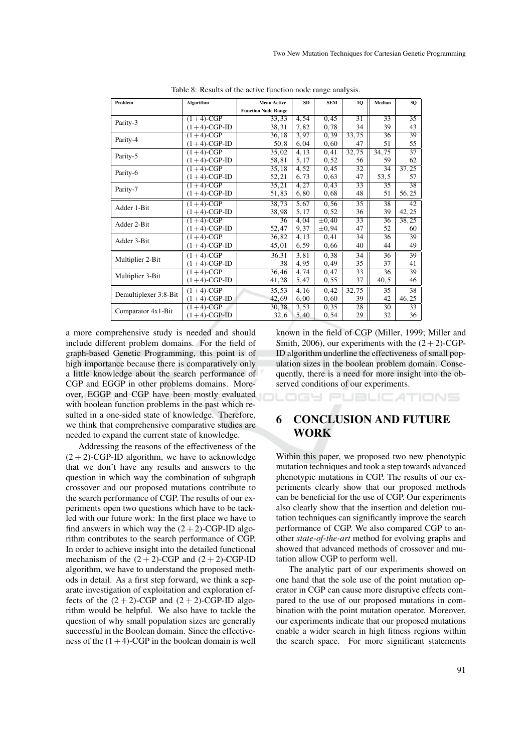Table 8: Results of the active function node range analysis.

| Problem | Algorithm | Mean Active Function Node Range | SD | SEM | 1Q | Median | 3Q |
|---|---|---|---|---|---|---|---|
| Parity-3 | $(1+4)$-CGP | 33,33 | 4,54 | 0,45 | 31 | 33 | 35 |
| | $(1+4)$-CGP-ID | 38,31 | 7,82 | 0,78 | 34 | 39 | 43 |
| Parity-4 | $(1+4)$-CGP | 36,18 | 3,97 | 0,39 | 33,75 | 36 | 39 |
| | $(1+4)$-CGP-ID | 50,8 | 6,04 | 0,60 | 47 | 51 | 55 |
| Parity-5 | $(1+4)$-CGP | 35,02 | 4,13 | 0,41 | 32,75 | 34,75 | 37 |
| | $(1+4)$-CGP-ID | 58,81 | 5,17 | 0,52 | 56 | 59 | 62 |
| Parity-6 | $(1+4)$-CGP | 35,18 | 4,52 | 0,45 | 32 | 34 | 37,25 |
| | $(1+4)$-CGP-ID | 52,21 | 6,73 | 0,63 | 47 | 53,5 | 57 |
| Parity-7 | $(1+4)$-CGP | 35,21 | 4,27 | 0,43 | 33 | 35 | 38 |
| | $(1+4)$-CGP-ID | 51,83 | 6,80 | 0,68 | 48 | 51 | 56,25 |
| Adder 1-Bit | $(1+4)$-CGP | 38,73 | 5,67 | 0,56 | 35 | 38 | 42 |
| | $(1+4)$-CGP-ID | 38,98 | 5,17 | 0,52 | 36 | 39 | 42,25 |
| Adder 2-Bit | $(1+4)$-CGP | 36 | 4,04 | $\pm 0,40$ | 33 | 36 | 38,25 |
| | $(1+4)$-CGP-ID | 52,47 | 9,37 | $\pm 0,94$ | 47 | 52 | 60 |
| Adder 3-Bit | $(1+4)$-CGP | 36,82 | 4,13 | 0,41 | 34 | 36 | 39 |
| | $(1+4)$-CGP-ID | 45,01 | 6,59 | 0,66 | 40 | 44 | 49 |
| Multiplier 2-Bit | $(1+4)$-CGP | 36.31 | 3,81 | 0,38 | 34 | 36 | 39 |
| | $(1+4)$-CGP-ID | 38 | 4,95 | 0,49 | 35 | 37 | 41 |
| Multiplier 3-Bit | $(1+4)$-CGP | 36,46 | 4,74 | 0,47 | 33 | 36 | 39 |
| | $(1+4)$-CGP-ID | 41,28 | 5,47 | 0,55 | 37 | 40,5 | 46 |
| Demultiplexer 3:8-Bit | $(1+4)$-CGP | 35,53 | 4,16 | 0,42 | 32,75 | 35 | 38 |
| | $(1+4)$-CGP-ID | 42,69 | 6,00 | 0,60 | 39 | 42 | 46,25 |
| Comparator 4x1-Bit | $(1+4)$-CGP | 30,38 | 3,53 | 0,35 | 28 | 30 | 33 |
| | $(1+4)$-CGP-ID | 32,6 | 5,40 | 0,54 | 29 | 32 | 36 |

a more comprehensive study is needed and should include different problem domains. For the field of graph-based Genetic Programming, this point is of high importance because there is comparatively only a little knowledge about the search performance of CGP and EGGP in other problems domains. Moreover, EGGP and CGP have been mostly evaluated with boolean function problems in the past which resulted in a one-sided state of knowledge. Therefore, we think that comprehensive comparative studies are needed to expand the current state of knowledge.

Addressing the reasons of the effectiveness of the $(2+2)$-CGP-ID algorithm, we have to acknowledge that we don't have any results and answers to the question in which way the combination of subgraph crossover and our proposed mutations contribute to the search performance of CGP. The results of our experiments open two questions which have to be tackled with our future work: In the first place we have to find answers in which way the $(2+2)$-CGP-ID algorithm contributes to the search performance of CGP. In order to achieve insight into the detailed functional mechanism of the $(2+2)$-CGP and $(2+2)$-CGP-ID algorithm, we have to understand the proposed methods in detail. As a first step forward, we think a separate investigation of exploitation and exploration effects of the $(2+2)$-CGP and $(2+2)$-CGP-ID algorithm would be helpful. We also have to tackle the question of why small population sizes are generally successful in the Boolean domain. Since the effectiveness of the $(1+4)$-CGP in the boolean domain is well known in the field of CGP (Miller, 1999; Miller and Smith, 2006), our experiments with the $(2+2)$-CGP-ID algorithm underline the effectiveness of small population sizes in the boolean problem domain. Consequently, there is a need for more insight into the observed conditions of our experiments.

# 6 CONCLUSION AND FUTURE WORK

Within this paper, we proposed two new phenotypic mutation techniques and took a step towards advanced phenotypic mutations in CGP. The results of our experiments clearly show that our proposed methods can be beneficial for the use of CGP. Our experiments also clearly show that the insertion and deletion mutation techniques can significantly improve the search performance of CGP. We also compared CGP to another *state-of-the-art* method for evolving graphs and showed that advanced methods of crossover and mutation allow CGP to perform well.

The analytic part of our experiments showed on one hand that the sole use of the point mutation operator in CGP can cause more disruptive effects compared to the use of our proposed mutations in combination with the point mutation operator. Moreover, our experiments indicate that our proposed mutations enable a wider search in high fitness regions within the search space. For more significant statements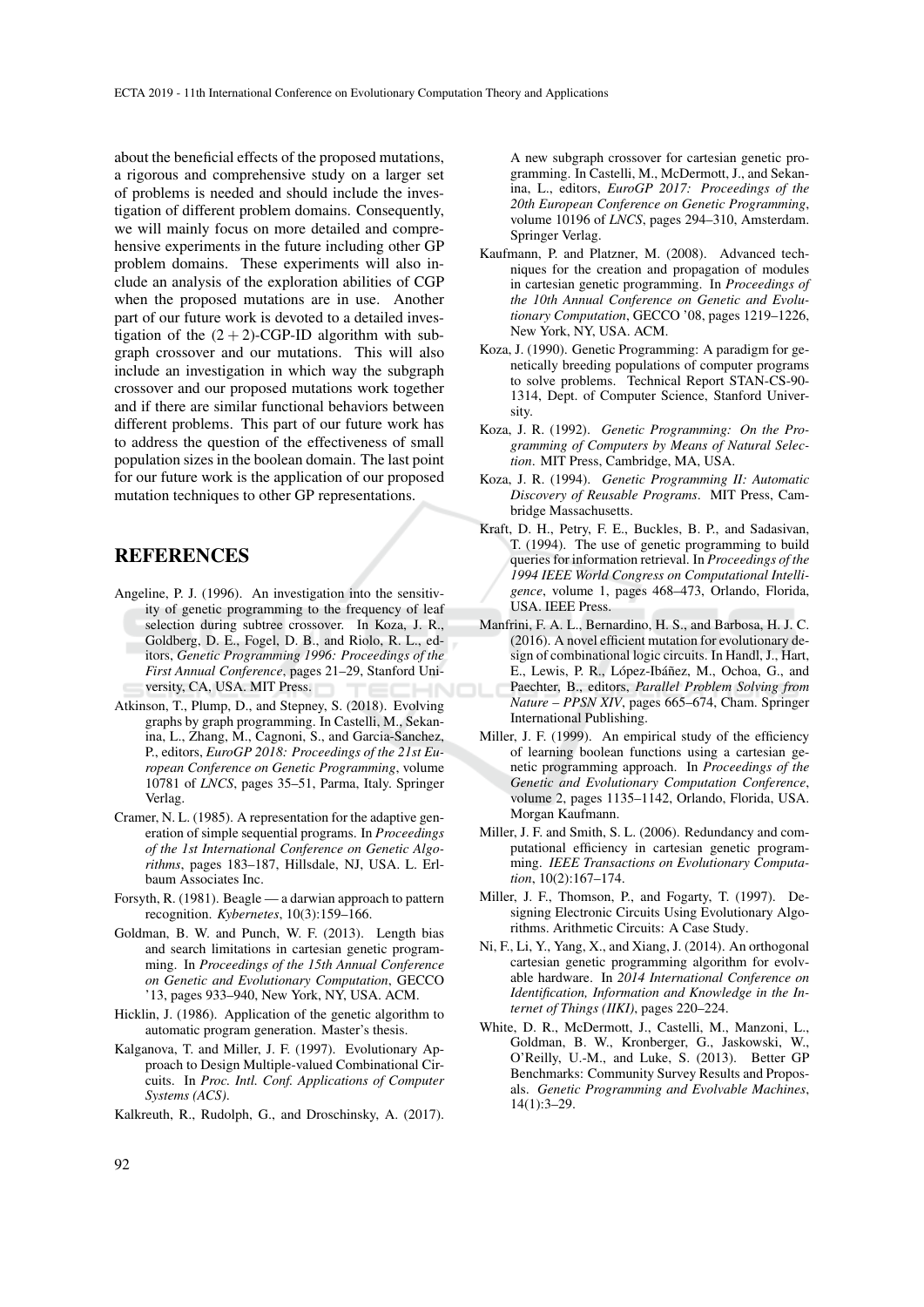about the beneficial effects of the proposed mutations, a rigorous and comprehensive study on a larger set of problems is needed and should include the investigation of different problem domains. Consequently, we will mainly focus on more detailed and comprehensive experiments in the future including other GP problem domains. These experiments will also include an analysis of the exploration abilities of CGP when the proposed mutations are in use. Another part of our future work is devoted to a detailed investigation of the $(2+2)$-CGP-ID algorithm with subgraph crossover and our mutations. This will also include an investigation in which way the subgraph crossover and our proposed mutations work together and if there are similar functional behaviors between different problems. This part of our future work has to address the question of the effectiveness of small population sizes in the boolean domain. The last point for our future work is the application of our proposed mutation techniques to other GP representations.

## REFERENCES

Angeline, P. J. (1996). An investigation into the sensitivity of genetic programming to the frequency of leaf selection during subtree crossover. In Koza, J. R., Goldberg, D. E., Fogel, D. B., and Riolo, R. L., editors, *Genetic Programming 1996: Proceedings of the First Annual Conference*, pages 21–29, Stanford University, CA, USA. MIT Press.

Atkinson, T., Plump, D., and Stepney, S. (2018). Evolving graphs by graph programming. In Castelli, M., Sekanina, L., Zhang, M., Cagnoni, S., and Garcia-Sanchez, P., editors, *EuroGP 2018: Proceedings of the 21st European Conference on Genetic Programming*, volume 10781 of *LNCS*, pages 35–51, Parma, Italy. Springer Verlag.

Cramer, N. L. (1985). A representation for the adaptive generation of simple sequential programs. In *Proceedings of the 1st International Conference on Genetic Algorithms*, pages 183–187, Hillsdale, NJ, USA. L. Erlbaum Associates Inc.

Forsyth, R. (1981). Beagle — a darwian approach to pattern recognition. *Kybernetes*, 10(3):159–166.

Goldman, B. W. and Punch, W. F. (2013). Length bias and search limitations in cartesian genetic programming. In *Proceedings of the 15th Annual Conference on Genetic and Evolutionary Computation*, GECCO '13, pages 933–940, New York, NY, USA. ACM.

Hicklin, J. (1986). Application of the genetic algorithm to automatic program generation. Master's thesis.

Kalganova, T. and Miller, J. F. (1997). Evolutionary Approach to Design Multiple-valued Combinational Circuits. In *Proc. Intl. Conf. Applications of Computer Systems (ACS)*.

Kalkreuth, R., Rudolph, G., and Droschinsky, A. (2017). A new subgraph crossover for cartesian genetic programming. In Castelli, M., McDermott, J., and Sekanina, L., editors, *EuroGP 2017: Proceedings of the 20th European Conference on Genetic Programming*, volume 10196 of *LNCS*, pages 294–310, Amsterdam. Springer Verlag.

Kaufmann, P. and Platzner, M. (2008). Advanced techniques for the creation and propagation of modules in cartesian genetic programming. In *Proceedings of the 10th Annual Conference on Genetic and Evolutionary Computation*, GECCO '08, pages 1219–1226, New York, NY, USA. ACM.

Koza, J. (1990). Genetic Programming: A paradigm for genetically breeding populations of computer programs to solve problems. Technical Report STAN-CS-90-1314, Dept. of Computer Science, Stanford University.

Koza, J. R. (1992). *Genetic Programming: On the Programming of Computers by Means of Natural Selection*. MIT Press, Cambridge, MA, USA.

Koza, J. R. (1994). *Genetic Programming II: Automatic Discovery of Reusable Programs*. MIT Press, Cambridge Massachusetts.

Kraft, D. H., Petry, F. E., Buckles, B. P., and Sadasivan, T. (1994). The use of genetic programming to build queries for information retrieval. In *Proceedings of the 1994 IEEE World Congress on Computational Intelligence*, volume 1, pages 468–473, Orlando, Florida, USA. IEEE Press.

Manfrini, F. A. L., Bernardino, H. S., and Barbosa, H. J. C. (2016). A novel efficient mutation for evolutionary design of combinational logic circuits. In Handl, J., Hart, E., Lewis, P. R., López-Ibáñez, M., Ochoa, G., and Paechter, B., editors, *Parallel Problem Solving from Nature – PPSN XIV*, pages 665–674, Cham. Springer International Publishing.

Miller, J. F. (1999). An empirical study of the efficiency of learning boolean functions using a cartesian genetic programming approach. In *Proceedings of the Genetic and Evolutionary Computation Conference*, volume 2, pages 1135–1142, Orlando, Florida, USA. Morgan Kaufmann.

Miller, J. F. and Smith, S. L. (2006). Redundancy and computational efficiency in cartesian genetic programming. *IEEE Transactions on Evolutionary Computation*, 10(2):167–174.

Miller, J. F., Thomson, P., and Fogarty, T. (1997). Designing Electronic Circuits Using Evolutionary Algorithms. Arithmetic Circuits: A Case Study.

Ni, F., Li, Y., Yang, X., and Xiang, J. (2014). An orthogonal cartesian genetic programming algorithm for evolvable hardware. In *2014 International Conference on Identification, Information and Knowledge in the Internet of Things (IIKI)*, pages 220–224.

White, D. R., McDermott, J., Castelli, M., Manzoni, L., Goldman, B. W., Kronberger, G., Jaskowski, W., O'Reilly, U.-M., and Luke, S. (2013). Better GP Benchmarks: Community Survey Results and Proposals. *Genetic Programming and Evolvable Machines*, 14(1):3–29.